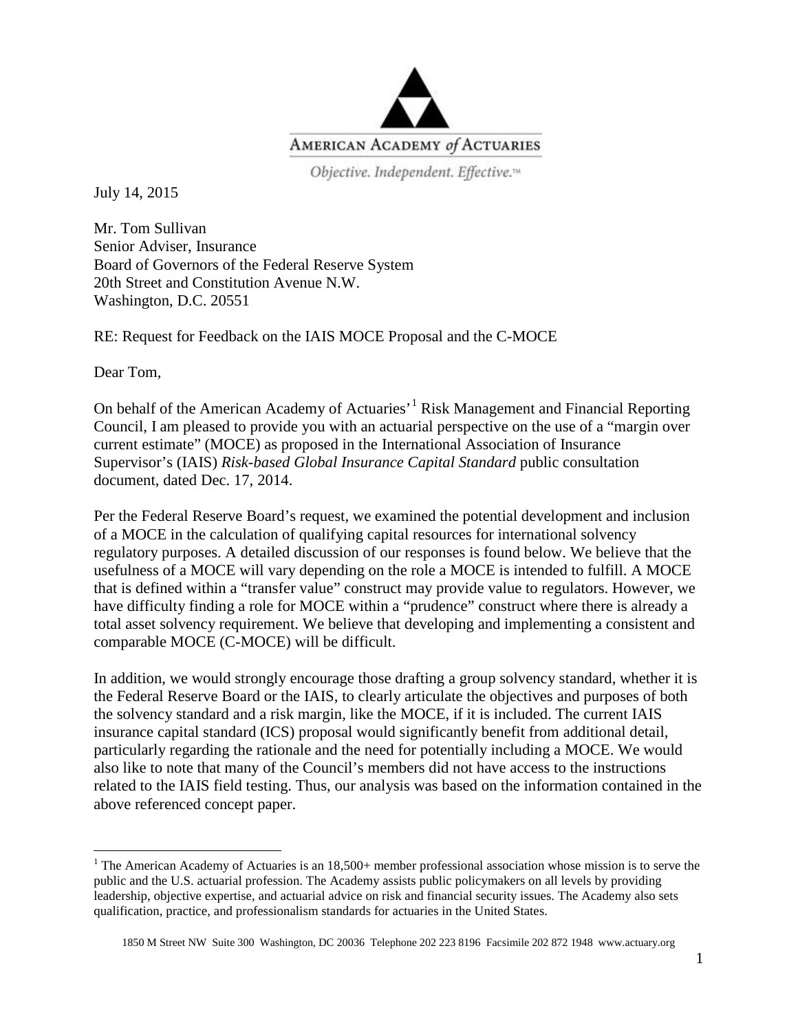AMERICAN ACADEMY *of* ACTUARIES

*Objective. Independent. Effective.™*

July 14, 2015

Mr. Tom Sullivan
Senior Adviser, Insurance
Board of Governors of the Federal Reserve System
20th Street and Constitution Avenue N.W.
Washington, D.C. 20551

RE: Request for Feedback on the IAIS MOCE Proposal and the C-MOCE

Dear Tom,

On behalf of the American Academy of Actuaries'[1] Risk Management and Financial Reporting Council, I am pleased to provide you with an actuarial perspective on the use of a "margin over current estimate" (MOCE) as proposed in the International Association of Insurance Supervisor's (IAIS) *Risk-based Global Insurance Capital Standard* public consultation document, dated Dec. 17, 2014.

Per the Federal Reserve Board's request, we examined the potential development and inclusion of a MOCE in the calculation of qualifying capital resources for international solvency regulatory purposes. A detailed discussion of our responses is found below. We believe that the usefulness of a MOCE will vary depending on the role a MOCE is intended to fulfill. A MOCE that is defined within a "transfer value" construct may provide value to regulators. However, we have difficulty finding a role for MOCE within a "prudence" construct where there is already a total asset solvency requirement. We believe that developing and implementing a consistent and comparable MOCE (C-MOCE) will be difficult.

In addition, we would strongly encourage those drafting a group solvency standard, whether it is the Federal Reserve Board or the IAIS, to clearly articulate the objectives and purposes of both the solvency standard and a risk margin, like the MOCE, if it is included. The current IAIS insurance capital standard (ICS) proposal would significantly benefit from additional detail, particularly regarding the rationale and the need for potentially including a MOCE. We would also like to note that many of the Council's members did not have access to the instructions related to the IAIS field testing. Thus, our analysis was based on the information contained in the above referenced concept paper.

[1] The American Academy of Actuaries is an 18,500+ member professional association whose mission is to serve the public and the U.S. actuarial profession. The Academy assists public policymakers on all levels by providing leadership, objective expertise, and actuarial advice on risk and financial security issues. The Academy also sets qualification, practice, and professionalism standards for actuaries in the United States.

1850 M Street NW Suite 300 Washington, DC 20036 Telephone 202 223 8196 Facsimile 202 872 1948 www.actuary.org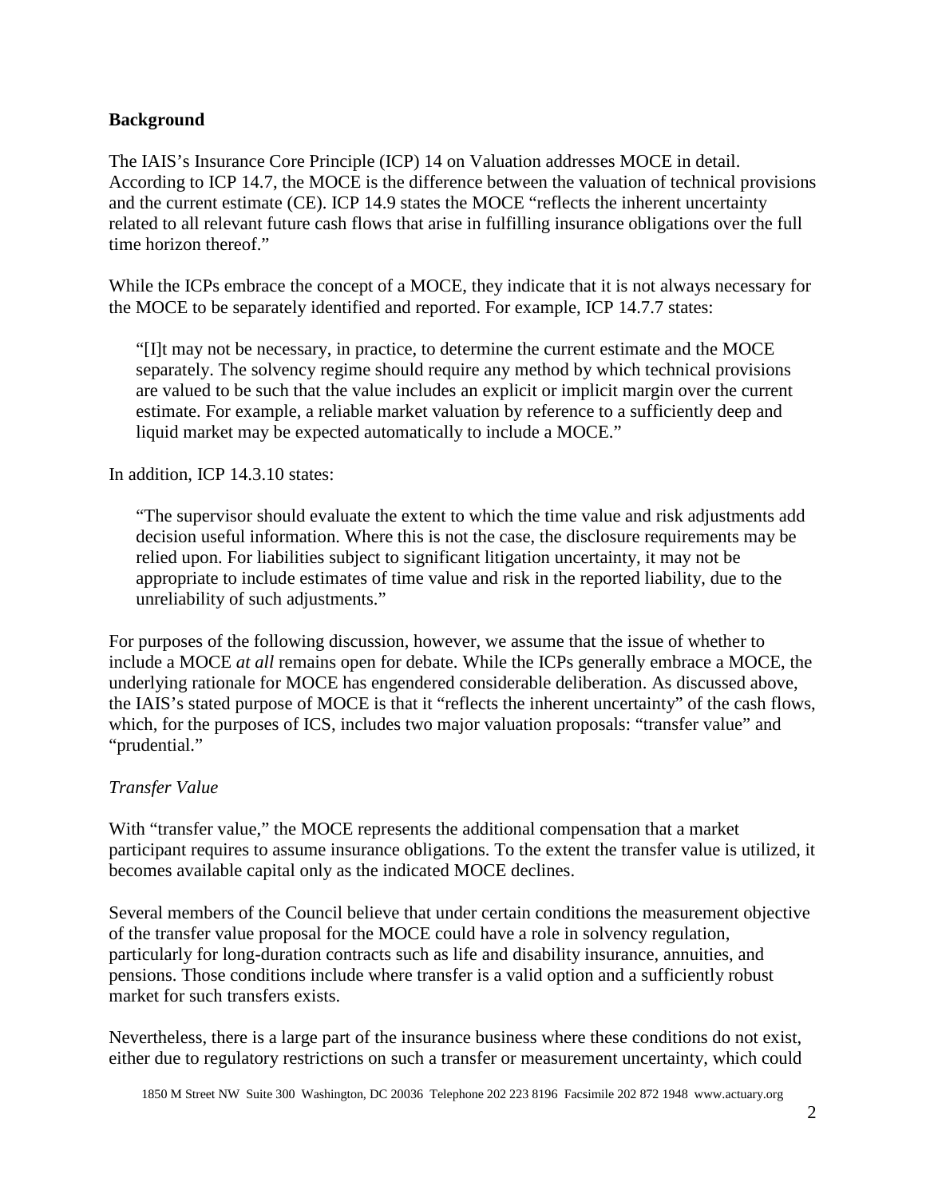**Background**

The IAIS's Insurance Core Principle (ICP) 14 on Valuation addresses MOCE in detail. According to ICP 14.7, the MOCE is the difference between the valuation of technical provisions and the current estimate (CE). ICP 14.9 states the MOCE "reflects the inherent uncertainty related to all relevant future cash flows that arise in fulfilling insurance obligations over the full time horizon thereof."

While the ICPs embrace the concept of a MOCE, they indicate that it is not always necessary for the MOCE to be separately identified and reported. For example, ICP 14.7.7 states:

> "[I]t may not be necessary, in practice, to determine the current estimate and the MOCE separately. The solvency regime should require any method by which technical provisions are valued to be such that the value includes an explicit or implicit margin over the current estimate. For example, a reliable market valuation by reference to a sufficiently deep and liquid market may be expected automatically to include a MOCE."

In addition, ICP 14.3.10 states:

> "The supervisor should evaluate the extent to which the time value and risk adjustments add decision useful information. Where this is not the case, the disclosure requirements may be relied upon. For liabilities subject to significant litigation uncertainty, it may not be appropriate to include estimates of time value and risk in the reported liability, due to the unreliability of such adjustments."

For purposes of the following discussion, however, we assume that the issue of whether to include a MOCE *at all* remains open for debate. While the ICPs generally embrace a MOCE, the underlying rationale for MOCE has engendered considerable deliberation. As discussed above, the IAIS's stated purpose of MOCE is that it "reflects the inherent uncertainty" of the cash flows, which, for the purposes of ICS, includes two major valuation proposals: "transfer value" and "prudential."

*Transfer Value*

With "transfer value," the MOCE represents the additional compensation that a market participant requires to assume insurance obligations. To the extent the transfer value is utilized, it becomes available capital only as the indicated MOCE declines.

Several members of the Council believe that under certain conditions the measurement objective of the transfer value proposal for the MOCE could have a role in solvency regulation, particularly for long-duration contracts such as life and disability insurance, annuities, and pensions. Those conditions include where transfer is a valid option and a sufficiently robust market for such transfers exists.

Nevertheless, there is a large part of the insurance business where these conditions do not exist, either due to regulatory restrictions on such a transfer or measurement uncertainty, which could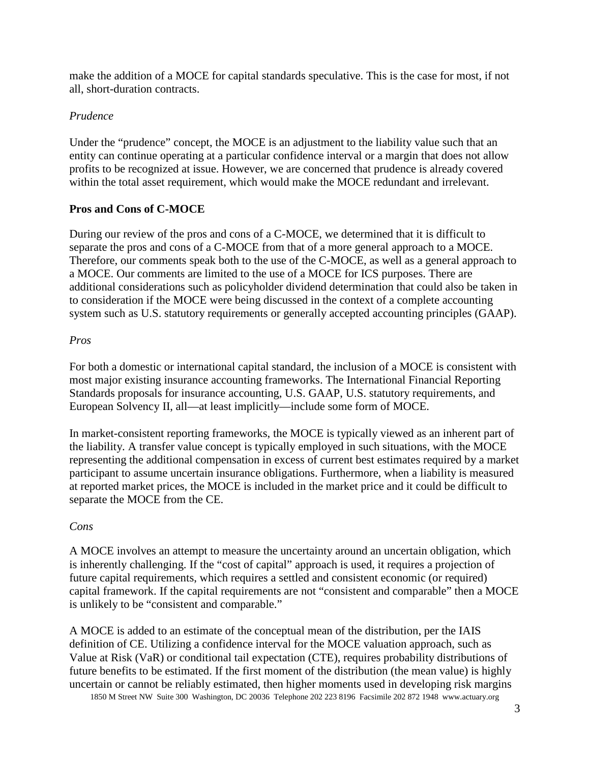make the addition of a MOCE for capital standards speculative. This is the case for most, if not all, short-duration contracts.

*Prudence*

Under the "prudence" concept, the MOCE is an adjustment to the liability value such that an entity can continue operating at a particular confidence interval or a margin that does not allow profits to be recognized at issue. However, we are concerned that prudence is already covered within the total asset requirement, which would make the MOCE redundant and irrelevant.

**Pros and Cons of C-MOCE**

During our review of the pros and cons of a C-MOCE, we determined that it is difficult to separate the pros and cons of a C-MOCE from that of a more general approach to a MOCE. Therefore, our comments speak both to the use of the C-MOCE, as well as a general approach to a MOCE. Our comments are limited to the use of a MOCE for ICS purposes. There are additional considerations such as policyholder dividend determination that could also be taken in to consideration if the MOCE were being discussed in the context of a complete accounting system such as U.S. statutory requirements or generally accepted accounting principles (GAAP).

*Pros*

For both a domestic or international capital standard, the inclusion of a MOCE is consistent with most major existing insurance accounting frameworks. The International Financial Reporting Standards proposals for insurance accounting, U.S. GAAP, U.S. statutory requirements, and European Solvency II, all—at least implicitly—include some form of MOCE.

In market-consistent reporting frameworks, the MOCE is typically viewed as an inherent part of the liability. A transfer value concept is typically employed in such situations, with the MOCE representing the additional compensation in excess of current best estimates required by a market participant to assume uncertain insurance obligations. Furthermore, when a liability is measured at reported market prices, the MOCE is included in the market price and it could be difficult to separate the MOCE from the CE.

*Cons*

A MOCE involves an attempt to measure the uncertainty around an uncertain obligation, which is inherently challenging. If the "cost of capital" approach is used, it requires a projection of future capital requirements, which requires a settled and consistent economic (or required) capital framework. If the capital requirements are not "consistent and comparable" then a MOCE is unlikely to be "consistent and comparable."

A MOCE is added to an estimate of the conceptual mean of the distribution, per the IAIS definition of CE. Utilizing a confidence interval for the MOCE valuation approach, such as Value at Risk (VaR) or conditional tail expectation (CTE), requires probability distributions of future benefits to be estimated. If the first moment of the distribution (the mean value) is highly uncertain or cannot be reliably estimated, then higher moments used in developing risk margins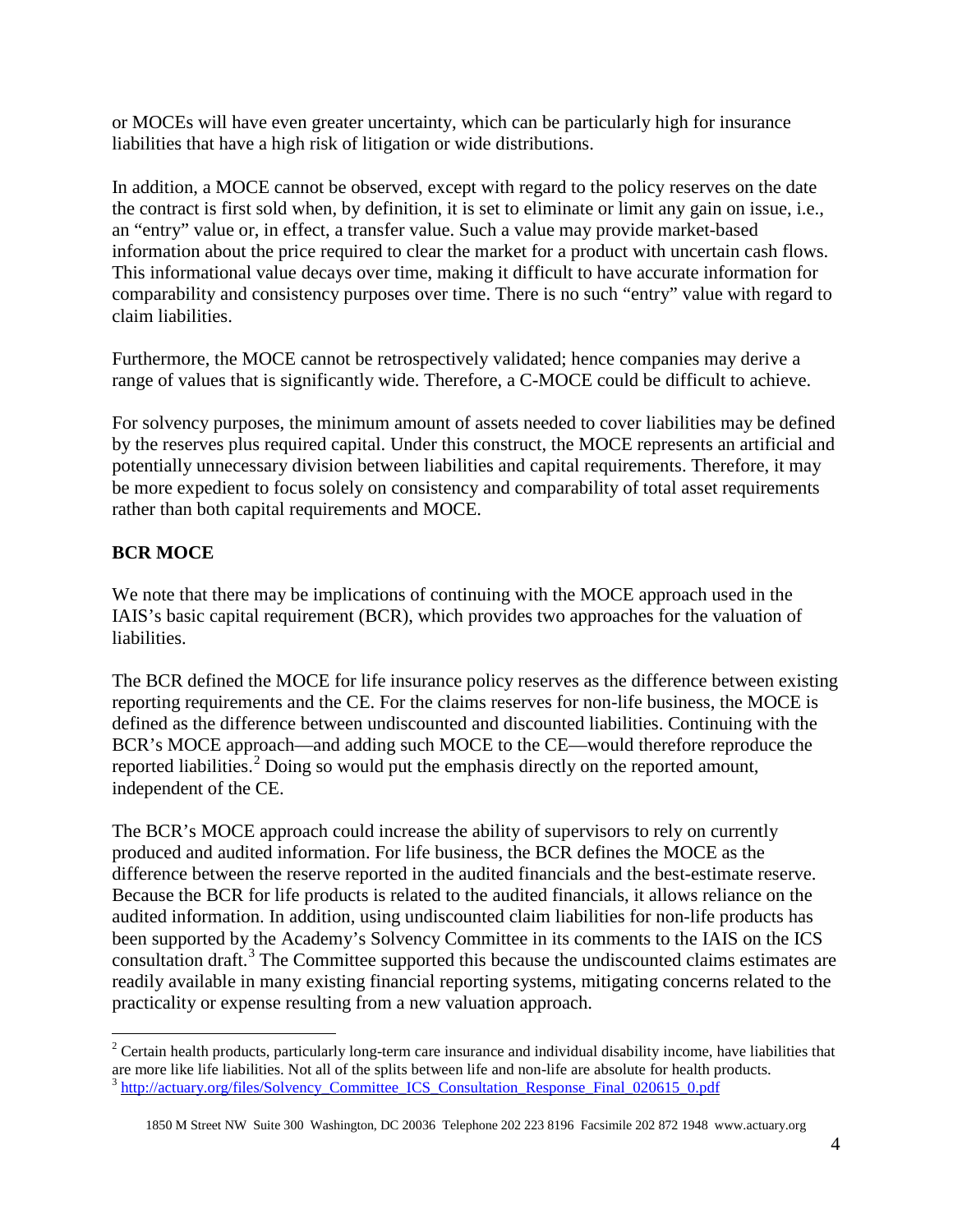or MOCEs will have even greater uncertainty, which can be particularly high for insurance liabilities that have a high risk of litigation or wide distributions.

In addition, a MOCE cannot be observed, except with regard to the policy reserves on the date the contract is first sold when, by definition, it is set to eliminate or limit any gain on issue, i.e., an "entry" value or, in effect, a transfer value. Such a value may provide market-based information about the price required to clear the market for a product with uncertain cash flows. This informational value decays over time, making it difficult to have accurate information for comparability and consistency purposes over time. There is no such "entry" value with regard to claim liabilities.

Furthermore, the MOCE cannot be retrospectively validated; hence companies may derive a range of values that is significantly wide. Therefore, a C-MOCE could be difficult to achieve.

For solvency purposes, the minimum amount of assets needed to cover liabilities may be defined by the reserves plus required capital. Under this construct, the MOCE represents an artificial and potentially unnecessary division between liabilities and capital requirements. Therefore, it may be more expedient to focus solely on consistency and comparability of total asset requirements rather than both capital requirements and MOCE.

## BCR MOCE

We note that there may be implications of continuing with the MOCE approach used in the IAIS's basic capital requirement (BCR), which provides two approaches for the valuation of liabilities.

The BCR defined the MOCE for life insurance policy reserves as the difference between existing reporting requirements and the CE. For the claims reserves for non-life business, the MOCE is defined as the difference between undiscounted and discounted liabilities. Continuing with the BCR's MOCE approach—and adding such MOCE to the CE—would therefore reproduce the reported liabilities.[2] Doing so would put the emphasis directly on the reported amount, independent of the CE.

The BCR's MOCE approach could increase the ability of supervisors to rely on currently produced and audited information. For life business, the BCR defines the MOCE as the difference between the reserve reported in the audited financials and the best-estimate reserve. Because the BCR for life products is related to the audited financials, it allows reliance on the audited information. In addition, using undiscounted claim liabilities for non-life products has been supported by the Academy's Solvency Committee in its comments to the IAIS on the ICS consultation draft.[3] The Committee supported this because the undiscounted claims estimates are readily available in many existing financial reporting systems, mitigating concerns related to the practicality or expense resulting from a new valuation approach.

---

[2] Certain health products, particularly long-term care insurance and individual disability income, have liabilities that are more like life liabilities. Not all of the splits between life and non-life are absolute for health products.

[3] http://actuary.org/files/Solvency_Committee_ICS_Consultation_Response_Final_020615_0.pdf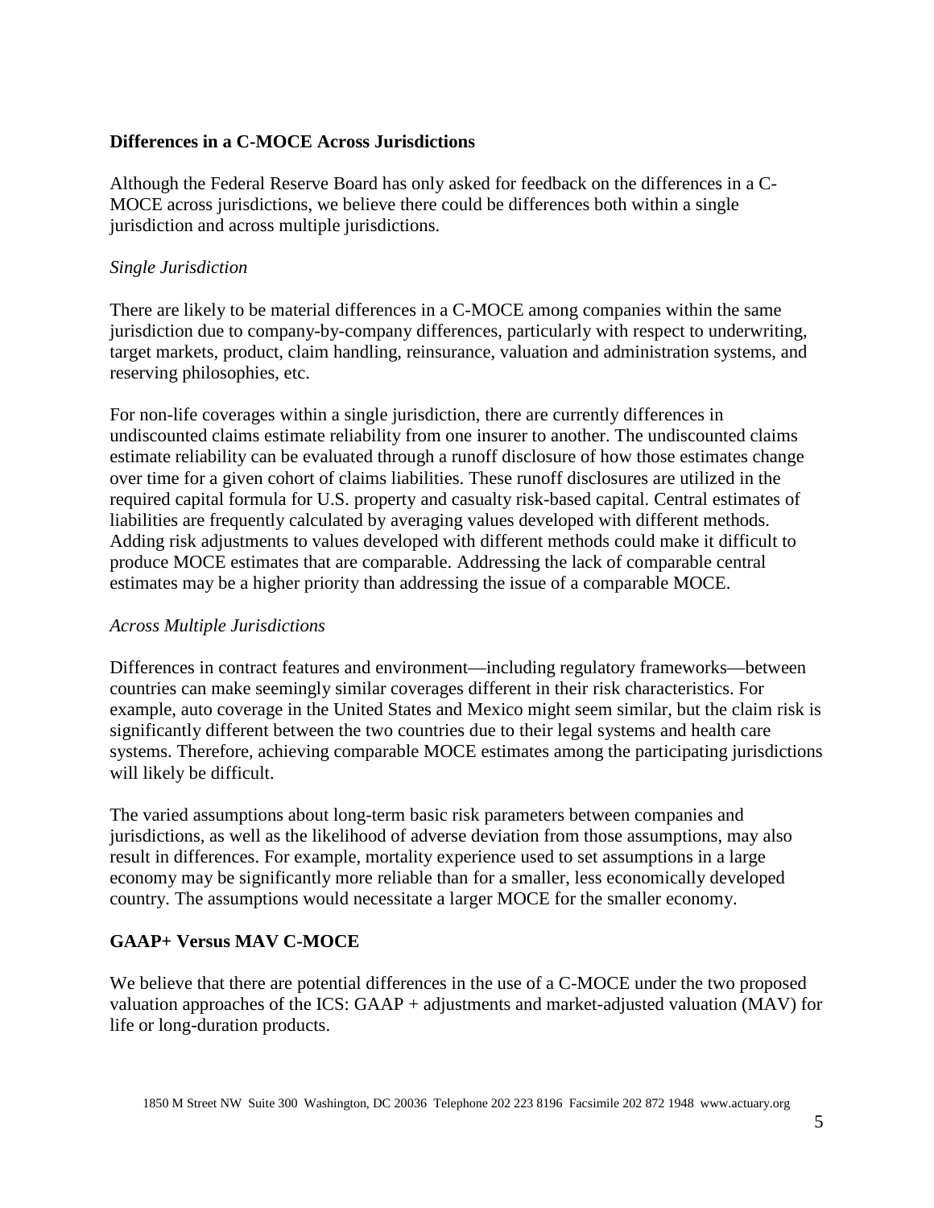## Differences in a C-MOCE Across Jurisdictions

Although the Federal Reserve Board has only asked for feedback on the differences in a C-MOCE across jurisdictions, we believe there could be differences both within a single jurisdiction and across multiple jurisdictions.

### *Single Jurisdiction*

There are likely to be material differences in a C-MOCE among companies within the same jurisdiction due to company-by-company differences, particularly with respect to underwriting, target markets, product, claim handling, reinsurance, valuation and administration systems, and reserving philosophies, etc.

For non-life coverages within a single jurisdiction, there are currently differences in undiscounted claims estimate reliability from one insurer to another. The undiscounted claims estimate reliability can be evaluated through a runoff disclosure of how those estimates change over time for a given cohort of claims liabilities. These runoff disclosures are utilized in the required capital formula for U.S. property and casualty risk-based capital. Central estimates of liabilities are frequently calculated by averaging values developed with different methods. Adding risk adjustments to values developed with different methods could make it difficult to produce MOCE estimates that are comparable. Addressing the lack of comparable central estimates may be a higher priority than addressing the issue of a comparable MOCE.

### *Across Multiple Jurisdictions*

Differences in contract features and environment—including regulatory frameworks—between countries can make seemingly similar coverages different in their risk characteristics. For example, auto coverage in the United States and Mexico might seem similar, but the claim risk is significantly different between the two countries due to their legal systems and health care systems. Therefore, achieving comparable MOCE estimates among the participating jurisdictions will likely be difficult.

The varied assumptions about long-term basic risk parameters between companies and jurisdictions, as well as the likelihood of adverse deviation from those assumptions, may also result in differences. For example, mortality experience used to set assumptions in a large economy may be significantly more reliable than for a smaller, less economically developed country. The assumptions would necessitate a larger MOCE for the smaller economy.

## GAAP+ Versus MAV C-MOCE

We believe that there are potential differences in the use of a C-MOCE under the two proposed valuation approaches of the ICS: GAAP + adjustments and market-adjusted valuation (MAV) for life or long-duration products.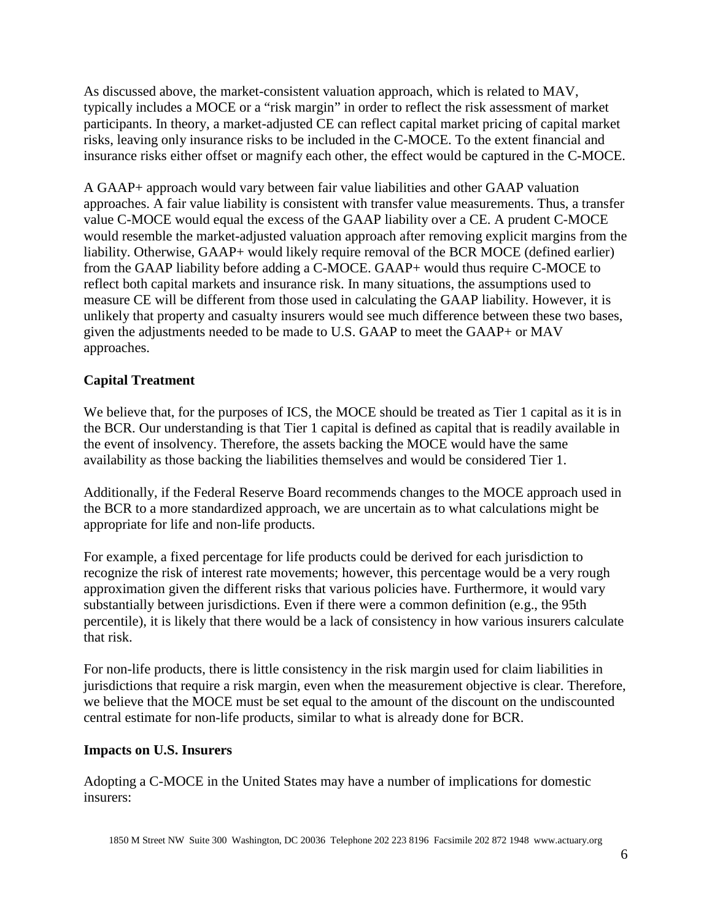As discussed above, the market-consistent valuation approach, which is related to MAV, typically includes a MOCE or a "risk margin" in order to reflect the risk assessment of market participants. In theory, a market-adjusted CE can reflect capital market pricing of capital market risks, leaving only insurance risks to be included in the C-MOCE. To the extent financial and insurance risks either offset or magnify each other, the effect would be captured in the C-MOCE.

A GAAP+ approach would vary between fair value liabilities and other GAAP valuation approaches. A fair value liability is consistent with transfer value measurements. Thus, a transfer value C-MOCE would equal the excess of the GAAP liability over a CE. A prudent C-MOCE would resemble the market-adjusted valuation approach after removing explicit margins from the liability. Otherwise, GAAP+ would likely require removal of the BCR MOCE (defined earlier) from the GAAP liability before adding a C-MOCE. GAAP+ would thus require C-MOCE to reflect both capital markets and insurance risk. In many situations, the assumptions used to measure CE will be different from those used in calculating the GAAP liability. However, it is unlikely that property and casualty insurers would see much difference between these two bases, given the adjustments needed to be made to U.S. GAAP to meet the GAAP+ or MAV approaches.

**Capital Treatment**

We believe that, for the purposes of ICS, the MOCE should be treated as Tier 1 capital as it is in the BCR. Our understanding is that Tier 1 capital is defined as capital that is readily available in the event of insolvency. Therefore, the assets backing the MOCE would have the same availability as those backing the liabilities themselves and would be considered Tier 1.

Additionally, if the Federal Reserve Board recommends changes to the MOCE approach used in the BCR to a more standardized approach, we are uncertain as to what calculations might be appropriate for life and non-life products.

For example, a fixed percentage for life products could be derived for each jurisdiction to recognize the risk of interest rate movements; however, this percentage would be a very rough approximation given the different risks that various policies have. Furthermore, it would vary substantially between jurisdictions. Even if there were a common definition (e.g., the 95th percentile), it is likely that there would be a lack of consistency in how various insurers calculate that risk.

For non-life products, there is little consistency in the risk margin used for claim liabilities in jurisdictions that require a risk margin, even when the measurement objective is clear. Therefore, we believe that the MOCE must be set equal to the amount of the discount on the undiscounted central estimate for non-life products, similar to what is already done for BCR.

**Impacts on U.S. Insurers**

Adopting a C-MOCE in the United States may have a number of implications for domestic insurers: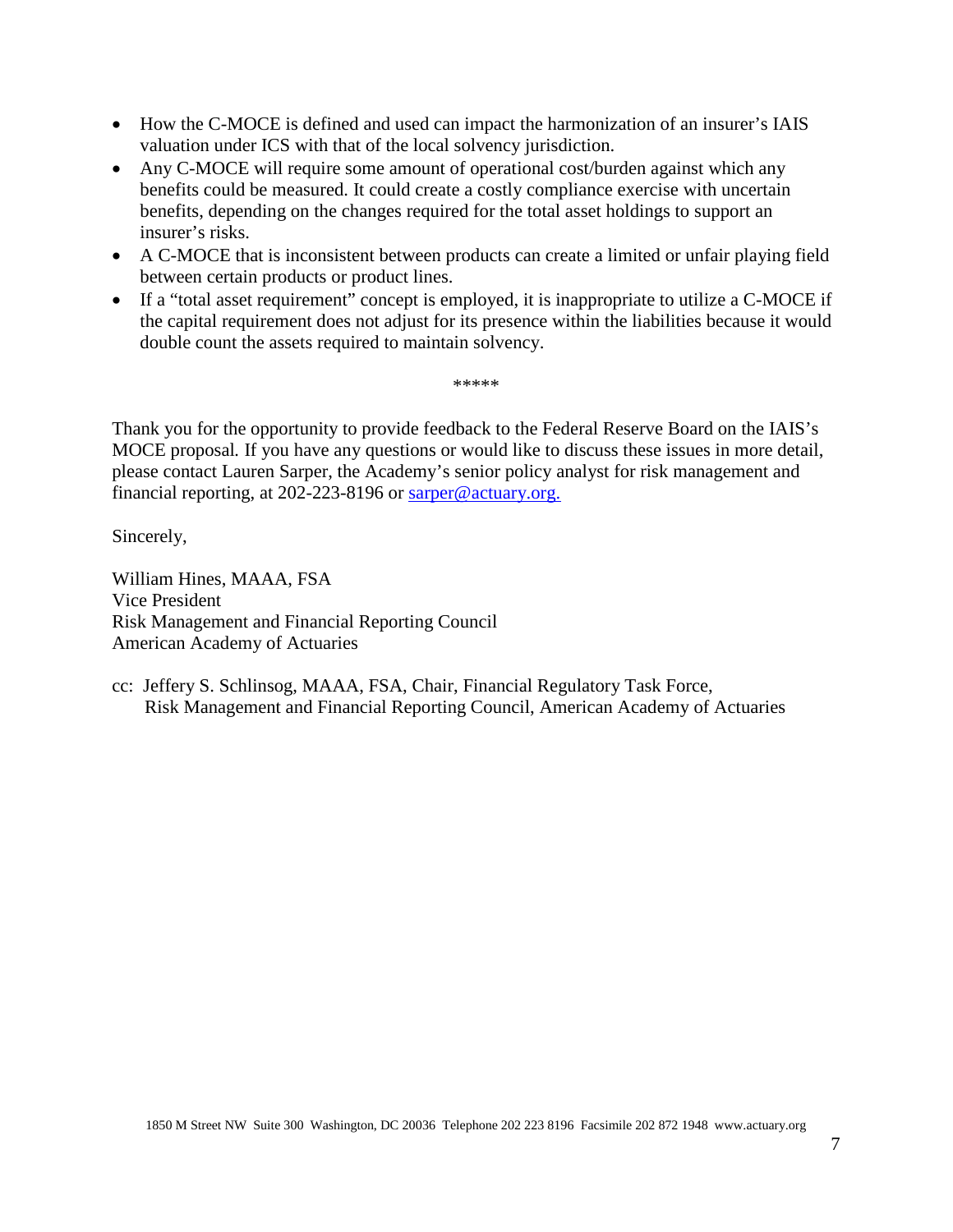- How the C-MOCE is defined and used can impact the harmonization of an insurer's IAIS valuation under ICS with that of the local solvency jurisdiction.
- Any C-MOCE will require some amount of operational cost/burden against which any benefits could be measured. It could create a costly compliance exercise with uncertain benefits, depending on the changes required for the total asset holdings to support an insurer's risks.
- A C-MOCE that is inconsistent between products can create a limited or unfair playing field between certain products or product lines.
- If a "total asset requirement" concept is employed, it is inappropriate to utilize a C-MOCE if the capital requirement does not adjust for its presence within the liabilities because it would double count the assets required to maintain solvency.

*****

Thank you for the opportunity to provide feedback to the Federal Reserve Board on the IAIS's MOCE proposal. If you have any questions or would like to discuss these issues in more detail, please contact Lauren Sarper, the Academy's senior policy analyst for risk management and financial reporting, at 202-223-8196 or sarper@actuary.org.

Sincerely,

William Hines, MAAA, FSA
Vice President
Risk Management and Financial Reporting Council
American Academy of Actuaries

cc: Jeffery S. Schlinsog, MAAA, FSA, Chair, Financial Regulatory Task Force, Risk Management and Financial Reporting Council, American Academy of Actuaries

1850 M Street NW Suite 300 Washington, DC 20036 Telephone 202 223 8196 Facsimile 202 872 1948 www.actuary.org